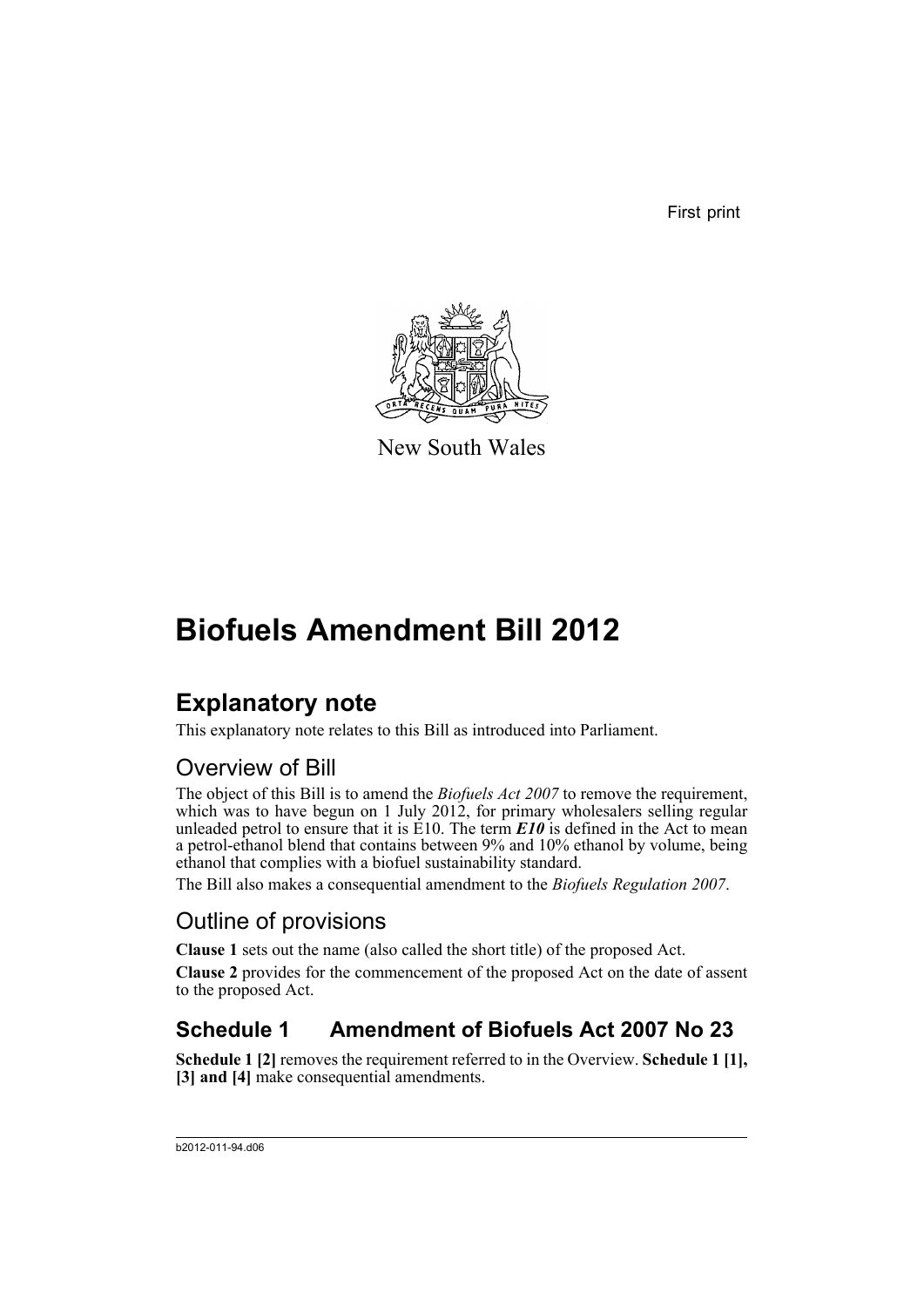First print

New South Wales

# Biofuels Amendment Bill 2012

## Explanatory note

This explanatory note relates to this Bill as introduced into Parliament.

### Overview of Bill

The object of this Bill is to amend the *Biofuels Act 2007* to remove the requirement, which was to have begun on 1 July 2012, for primary wholesalers selling regular unleaded petrol to ensure that it is E10. The term ***E10*** is defined in the Act to mean a petrol-ethanol blend that contains between 9% and 10% ethanol by volume, being ethanol that complies with a biofuel sustainability standard.

The Bill also makes a consequential amendment to the *Biofuels Regulation 2007*.

### Outline of provisions

**Clause 1** sets out the name (also called the short title) of the proposed Act.

**Clause 2** provides for the commencement of the proposed Act on the date of assent to the proposed Act.

## Schedule 1 Amendment of Biofuels Act 2007 No 23

**Schedule 1 [2]** removes the requirement referred to in the Overview. **Schedule 1 [1], [3] and [4]** make consequential amendments.

b2012-011-94.d06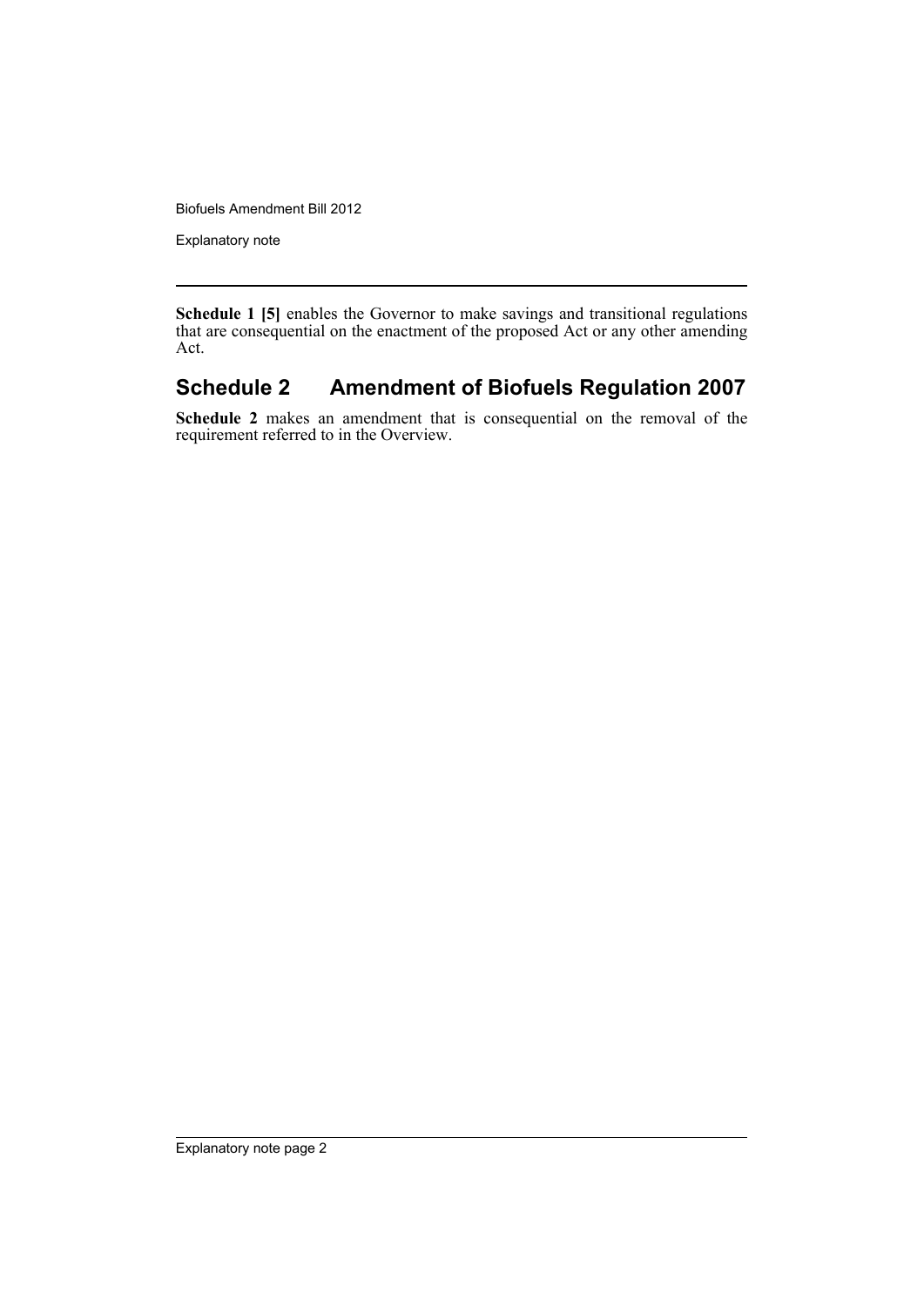**Schedule 1 [5]** enables the Governor to make savings and transitional regulations that are consequential on the enactment of the proposed Act or any other amending Act.

## Schedule 2 Amendment of Biofuels Regulation 2007

**Schedule 2** makes an amendment that is consequential on the removal of the requirement referred to in the Overview.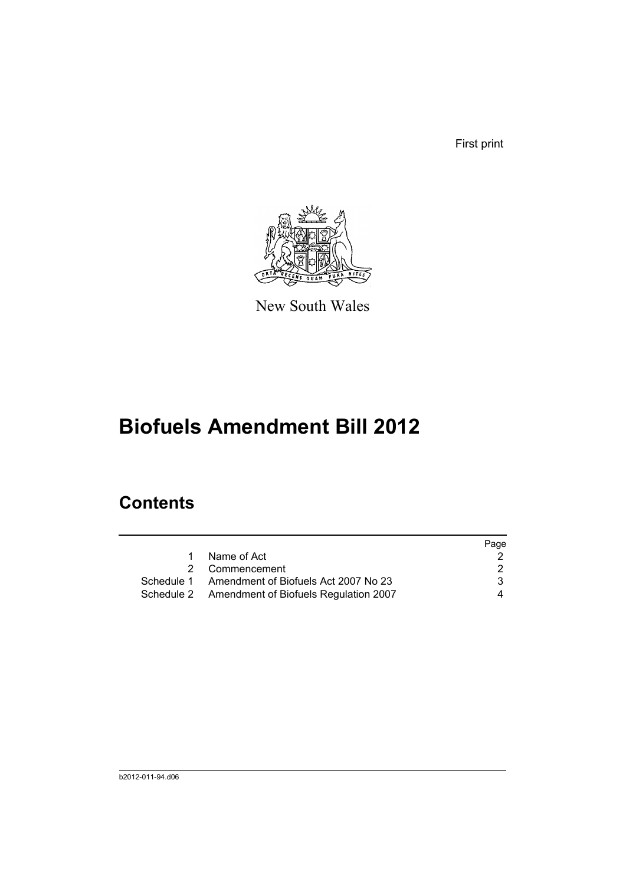First print

New South Wales

# Biofuels Amendment Bill 2012

## Contents

| | | Page |
|---|---|---|
| 1 | Name of Act | 2 |
| 2 | Commencement | 2 |
| Schedule 1 | Amendment of Biofuels Act 2007 No 23 | 3 |
| Schedule 2 | Amendment of Biofuels Regulation 2007 | 4 |

b2012-011-94.d06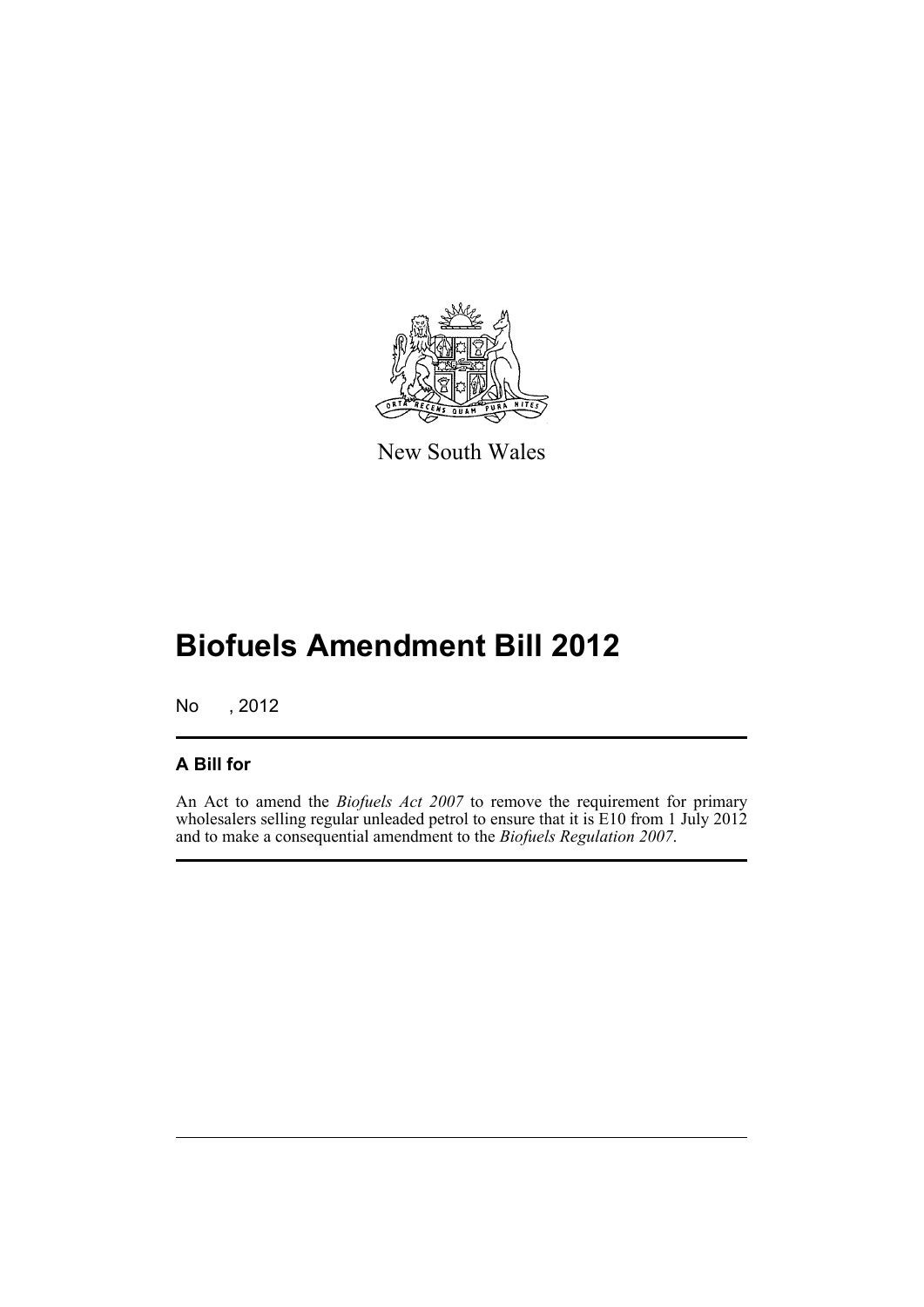New South Wales

# Biofuels Amendment Bill 2012

No , 2012

## A Bill for

An Act to amend the *Biofuels Act 2007* to remove the requirement for primary wholesalers selling regular unleaded petrol to ensure that it is E10 from 1 July 2012 and to make a consequential amendment to the *Biofuels Regulation 2007*.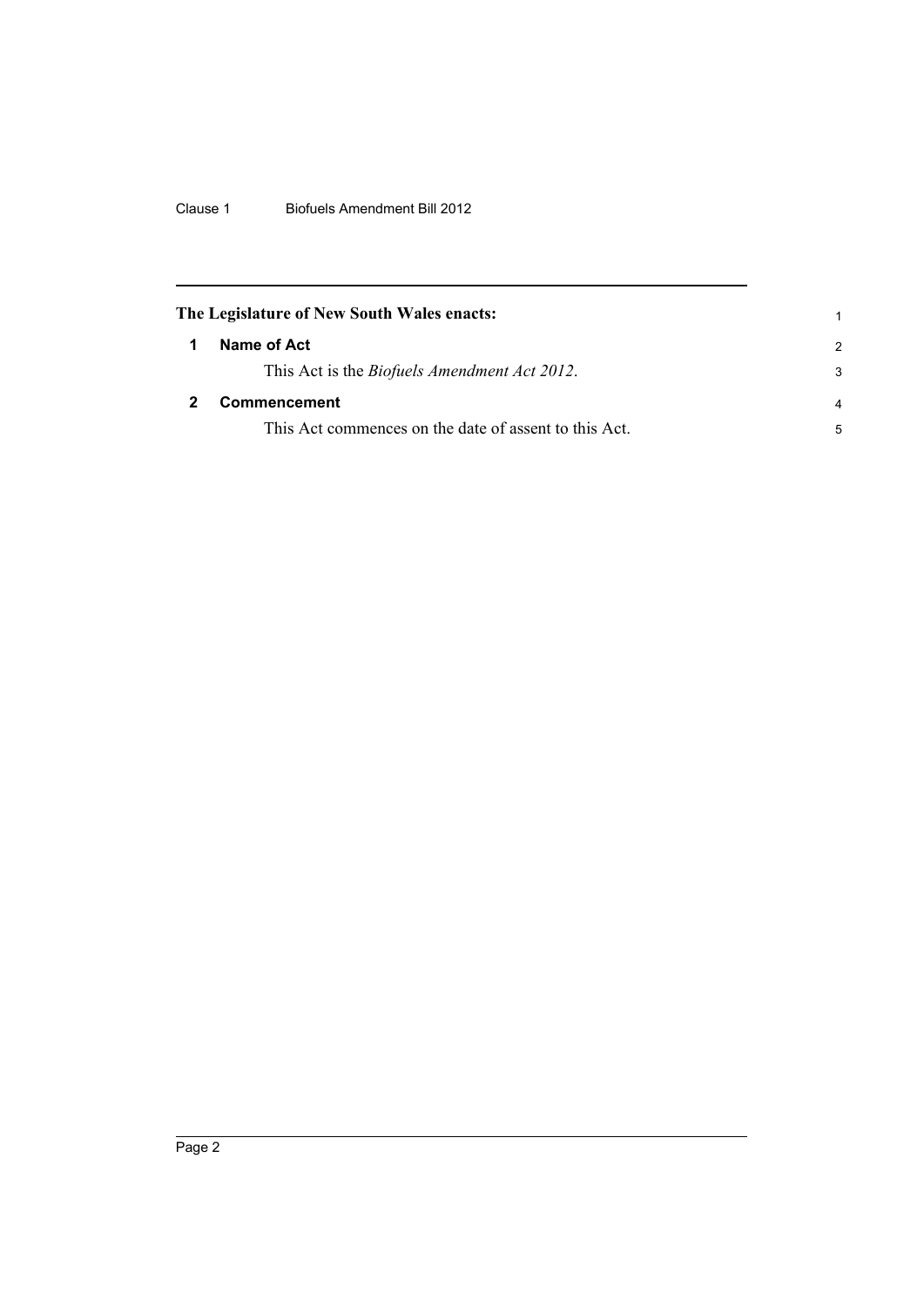**The Legislature of New South Wales enacts:**

## 1 Name of Act

This Act is the *Biofuels Amendment Act 2012*.

## 2 Commencement

This Act commences on the date of assent to this Act.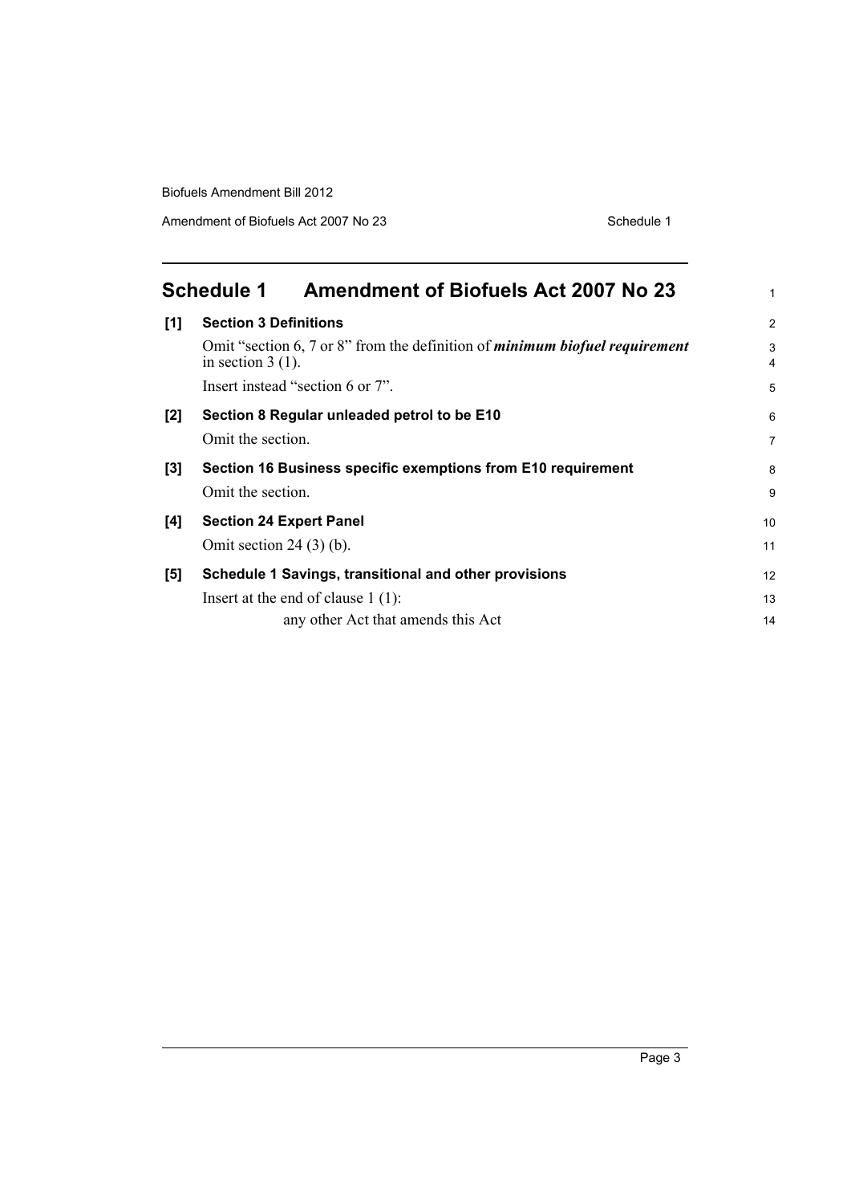# Schedule 1 Amendment of Biofuels Act 2007 No 23

**[1] Section 3 Definitions**

Omit "section 6, 7 or 8" from the definition of ***minimum biofuel requirement*** in section 3 (1).

Insert instead "section 6 or 7".

**[2] Section 8 Regular unleaded petrol to be E10**

Omit the section.

**[3] Section 16 Business specific exemptions from E10 requirement**

Omit the section.

**[4] Section 24 Expert Panel**

Omit section 24 (3) (b).

**[5] Schedule 1 Savings, transitional and other provisions**

Insert at the end of clause 1 (1):

any other Act that amends this Act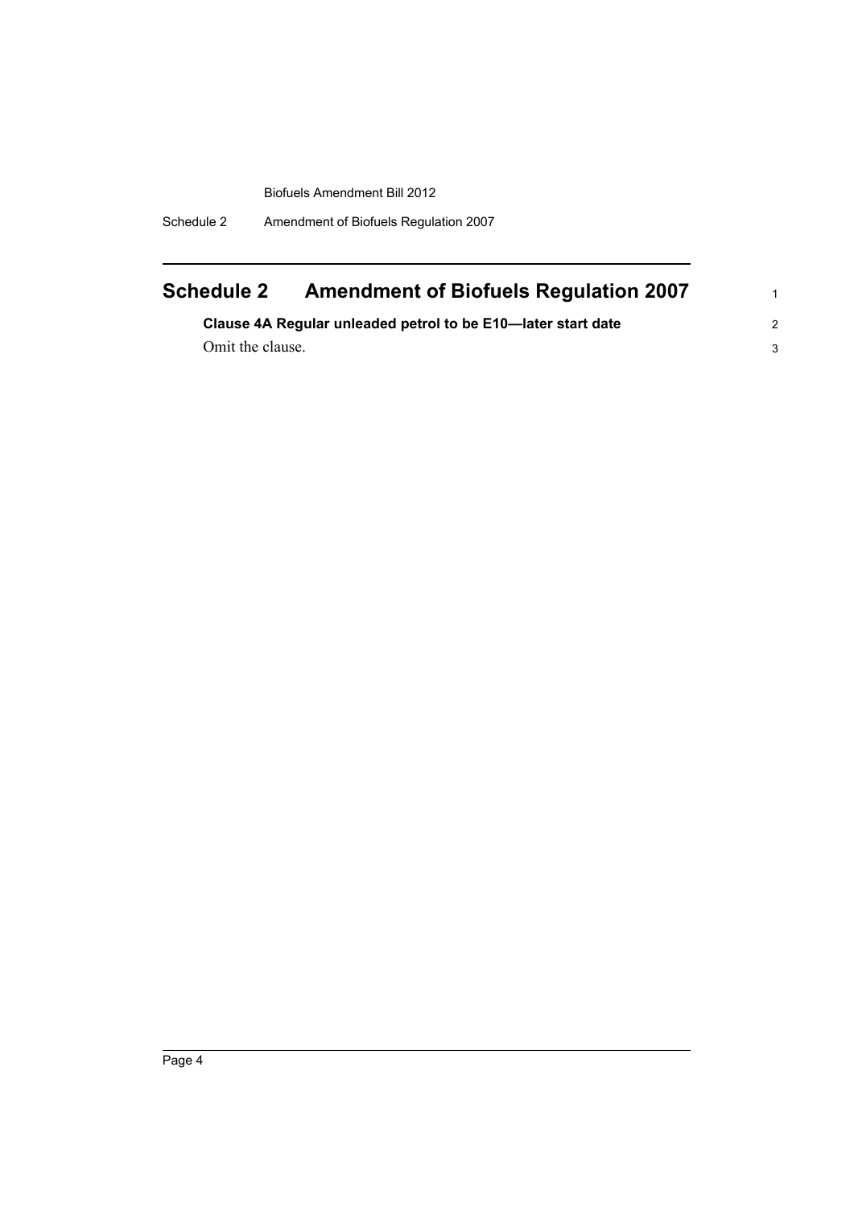# Schedule 2 Amendment of Biofuels Regulation 2007

**Clause 4A Regular unleaded petrol to be E10—later start date**

Omit the clause.